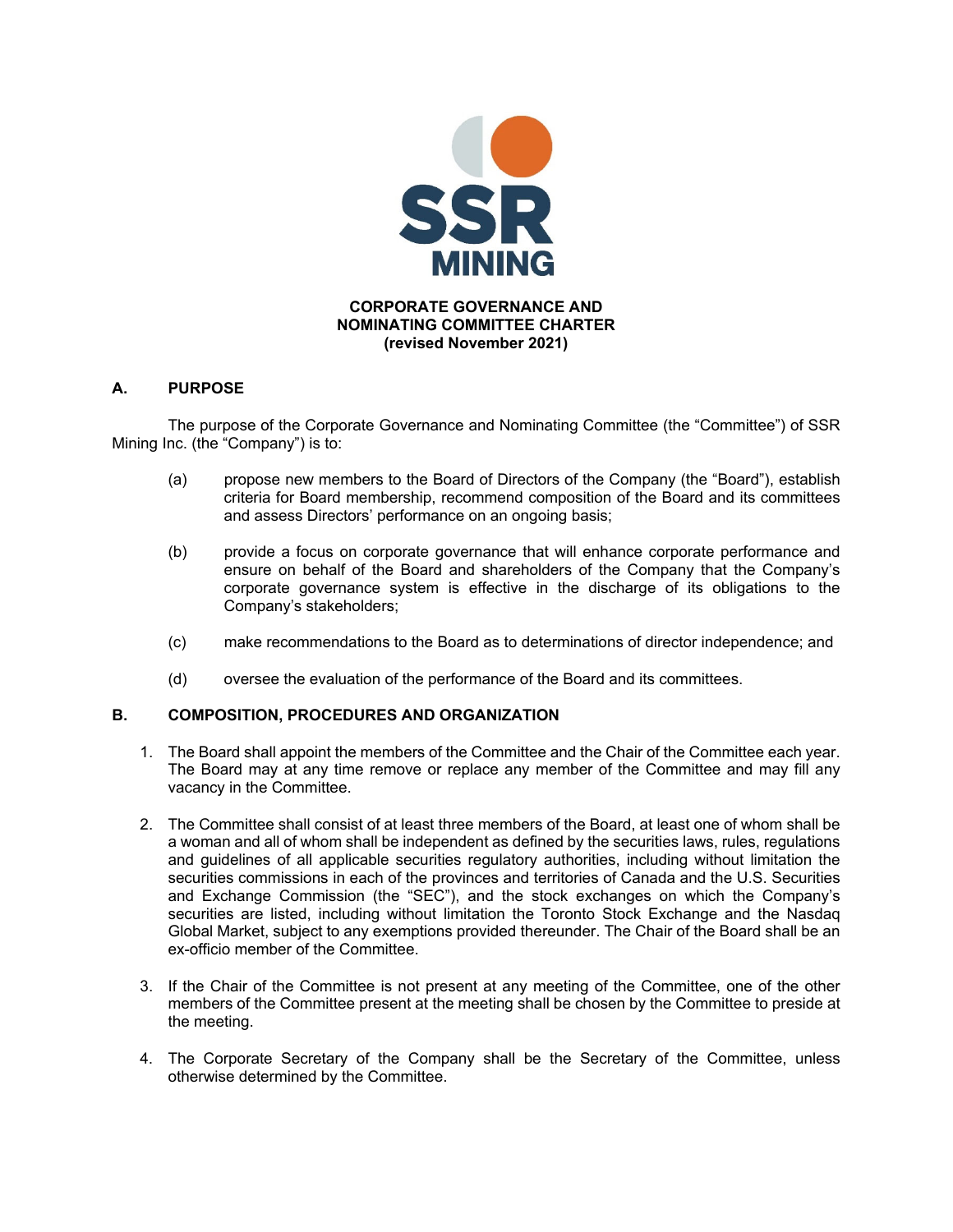# CORPORATE GOVERNANCE AND NOMINATING COMMITTEE CHARTER
**(revised November 2021)**

## A. PURPOSE

The purpose of the Corporate Governance and Nominating Committee (the "Committee") of SSR Mining Inc. (the "Company") is to:

(a) propose new members to the Board of Directors of the Company (the "Board"), establish criteria for Board membership, recommend composition of the Board and its committees and assess Directors' performance on an ongoing basis;

(b) provide a focus on corporate governance that will enhance corporate performance and ensure on behalf of the Board and shareholders of the Company that the Company's corporate governance system is effective in the discharge of its obligations to the Company's stakeholders;

(c) make recommendations to the Board as to determinations of director independence; and

(d) oversee the evaluation of the performance of the Board and its committees.

## B. COMPOSITION, PROCEDURES AND ORGANIZATION

1. The Board shall appoint the members of the Committee and the Chair of the Committee each year. The Board may at any time remove or replace any member of the Committee and may fill any vacancy in the Committee.

2. The Committee shall consist of at least three members of the Board, at least one of whom shall be a woman and all of whom shall be independent as defined by the securities laws, rules, regulations and guidelines of all applicable securities regulatory authorities, including without limitation the securities commissions in each of the provinces and territories of Canada and the U.S. Securities and Exchange Commission (the "SEC"), and the stock exchanges on which the Company's securities are listed, including without limitation the Toronto Stock Exchange and the Nasdaq Global Market, subject to any exemptions provided thereunder. The Chair of the Board shall be an ex-officio member of the Committee.

3. If the Chair of the Committee is not present at any meeting of the Committee, one of the other members of the Committee present at the meeting shall be chosen by the Committee to preside at the meeting.

4. The Corporate Secretary of the Company shall be the Secretary of the Committee, unless otherwise determined by the Committee.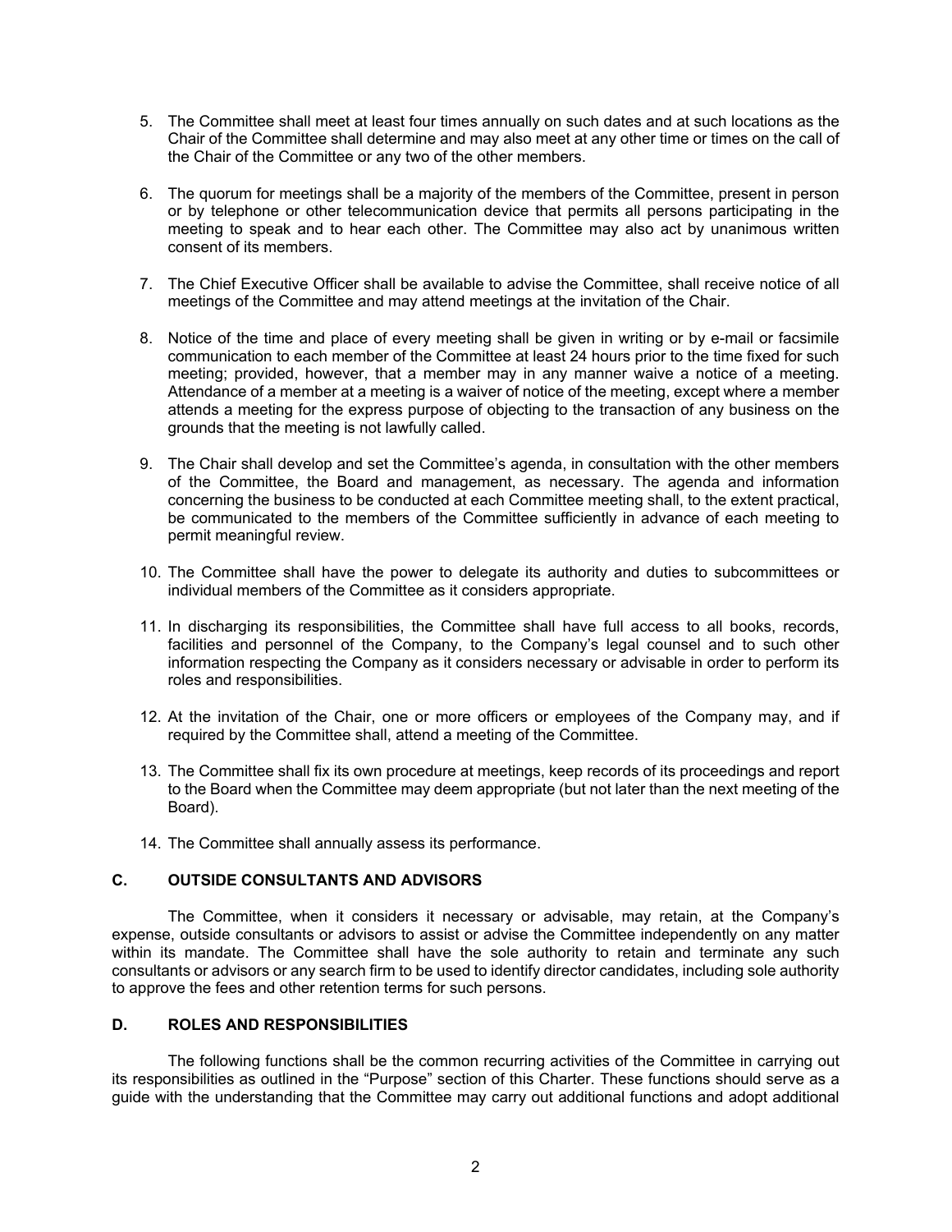5. The Committee shall meet at least four times annually on such dates and at such locations as the Chair of the Committee shall determine and may also meet at any other time or times on the call of the Chair of the Committee or any two of the other members.

6. The quorum for meetings shall be a majority of the members of the Committee, present in person or by telephone or other telecommunication device that permits all persons participating in the meeting to speak and to hear each other. The Committee may also act by unanimous written consent of its members.

7. The Chief Executive Officer shall be available to advise the Committee, shall receive notice of all meetings of the Committee and may attend meetings at the invitation of the Chair.

8. Notice of the time and place of every meeting shall be given in writing or by e-mail or facsimile communication to each member of the Committee at least 24 hours prior to the time fixed for such meeting; provided, however, that a member may in any manner waive a notice of a meeting. Attendance of a member at a meeting is a waiver of notice of the meeting, except where a member attends a meeting for the express purpose of objecting to the transaction of any business on the grounds that the meeting is not lawfully called.

9. The Chair shall develop and set the Committee's agenda, in consultation with the other members of the Committee, the Board and management, as necessary. The agenda and information concerning the business to be conducted at each Committee meeting shall, to the extent practical, be communicated to the members of the Committee sufficiently in advance of each meeting to permit meaningful review.

10. The Committee shall have the power to delegate its authority and duties to subcommittees or individual members of the Committee as it considers appropriate.

11. In discharging its responsibilities, the Committee shall have full access to all books, records, facilities and personnel of the Company, to the Company's legal counsel and to such other information respecting the Company as it considers necessary or advisable in order to perform its roles and responsibilities.

12. At the invitation of the Chair, one or more officers or employees of the Company may, and if required by the Committee shall, attend a meeting of the Committee.

13. The Committee shall fix its own procedure at meetings, keep records of its proceedings and report to the Board when the Committee may deem appropriate (but not later than the next meeting of the Board).

14. The Committee shall annually assess its performance.

## C. OUTSIDE CONSULTANTS AND ADVISORS

The Committee, when it considers it necessary or advisable, may retain, at the Company's expense, outside consultants or advisors to assist or advise the Committee independently on any matter within its mandate. The Committee shall have the sole authority to retain and terminate any such consultants or advisors or any search firm to be used to identify director candidates, including sole authority to approve the fees and other retention terms for such persons.

## D. ROLES AND RESPONSIBILITIES

The following functions shall be the common recurring activities of the Committee in carrying out its responsibilities as outlined in the "Purpose" section of this Charter. These functions should serve as a guide with the understanding that the Committee may carry out additional functions and adopt additional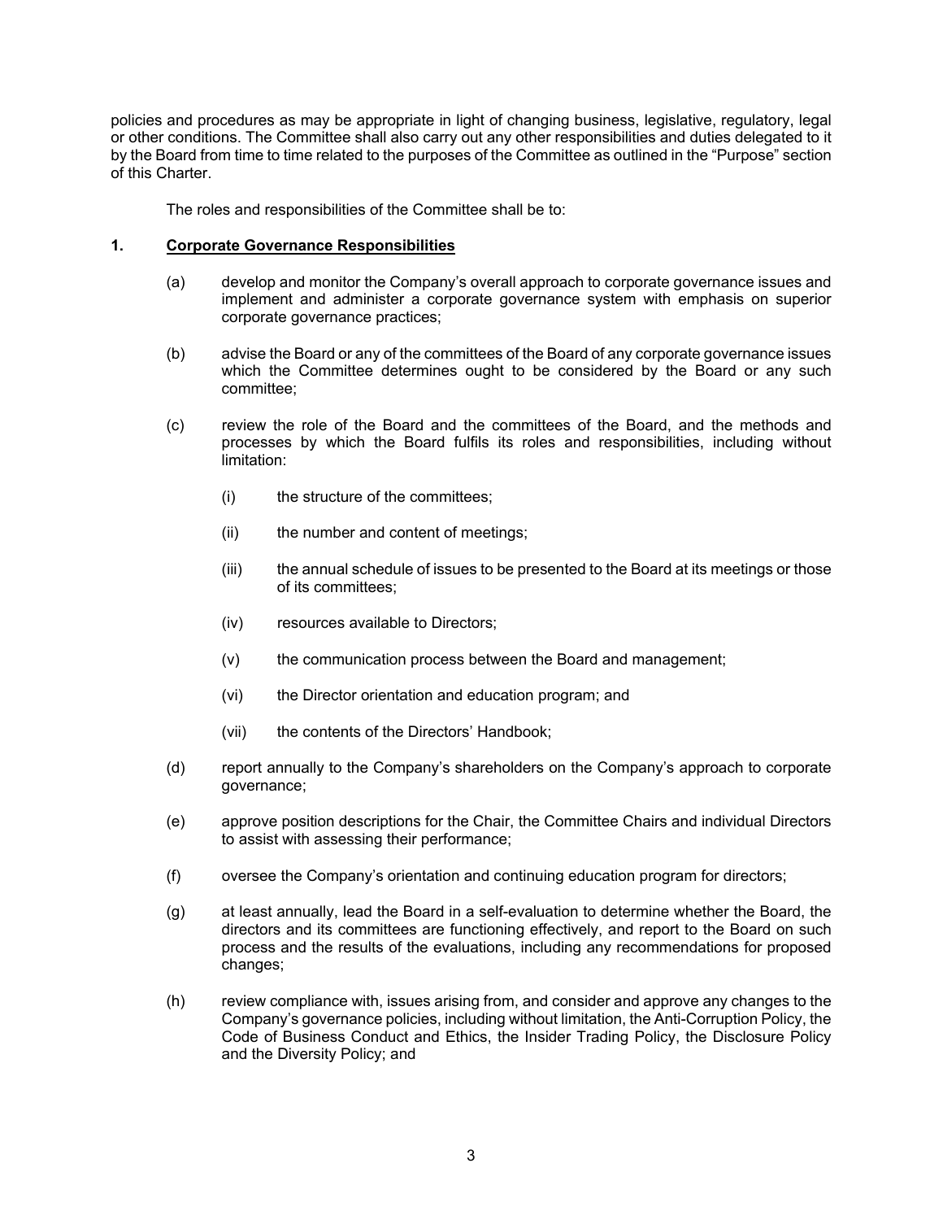policies and procedures as may be appropriate in light of changing business, legislative, regulatory, legal or other conditions. The Committee shall also carry out any other responsibilities and duties delegated to it by the Board from time to time related to the purposes of the Committee as outlined in the "Purpose" section of this Charter.

The roles and responsibilities of the Committee shall be to:

**1. Corporate Governance Responsibilities**

(a) develop and monitor the Company's overall approach to corporate governance issues and implement and administer a corporate governance system with emphasis on superior corporate governance practices;

(b) advise the Board or any of the committees of the Board of any corporate governance issues which the Committee determines ought to be considered by the Board or any such committee;

(c) review the role of the Board and the committees of the Board, and the methods and processes by which the Board fulfils its roles and responsibilities, including without limitation:

   (i) the structure of the committees;

   (ii) the number and content of meetings;

   (iii) the annual schedule of issues to be presented to the Board at its meetings or those of its committees;

   (iv) resources available to Directors;

   (v) the communication process between the Board and management;

   (vi) the Director orientation and education program; and

   (vii) the contents of the Directors' Handbook;

(d) report annually to the Company's shareholders on the Company's approach to corporate governance;

(e) approve position descriptions for the Chair, the Committee Chairs and individual Directors to assist with assessing their performance;

(f) oversee the Company's orientation and continuing education program for directors;

(g) at least annually, lead the Board in a self-evaluation to determine whether the Board, the directors and its committees are functioning effectively, and report to the Board on such process and the results of the evaluations, including any recommendations for proposed changes;

(h) review compliance with, issues arising from, and consider and approve any changes to the Company's governance policies, including without limitation, the Anti-Corruption Policy, the Code of Business Conduct and Ethics, the Insider Trading Policy, the Disclosure Policy and the Diversity Policy; and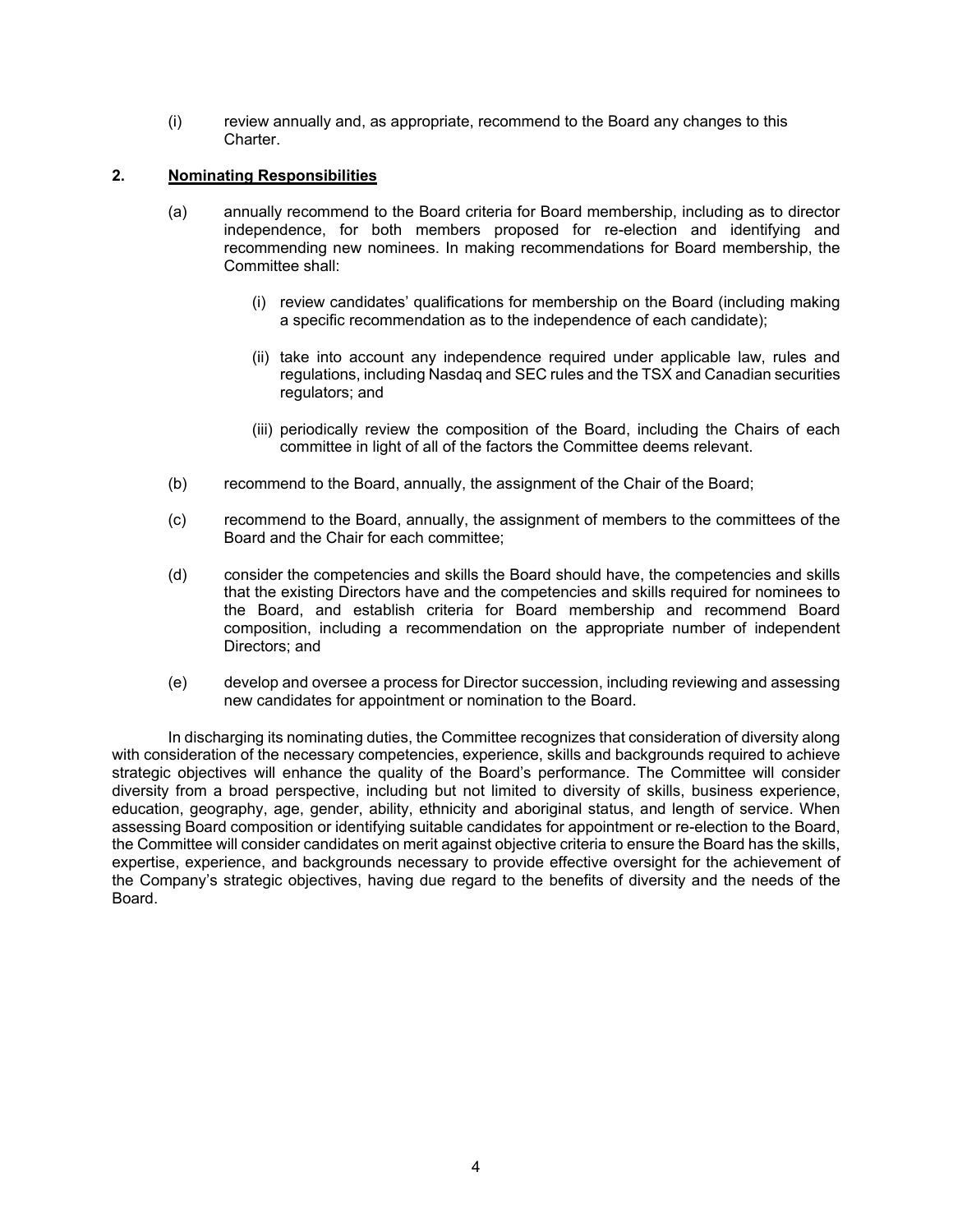(i) review annually and, as appropriate, recommend to the Board any changes to this Charter.

## 2. Nominating Responsibilities

(a) annually recommend to the Board criteria for Board membership, including as to director independence, for both members proposed for re-election and identifying and recommending new nominees. In making recommendations for Board membership, the Committee shall:

   (i) review candidates' qualifications for membership on the Board (including making a specific recommendation as to the independence of each candidate);

   (ii) take into account any independence required under applicable law, rules and regulations, including Nasdaq and SEC rules and the TSX and Canadian securities regulators; and

   (iii) periodically review the composition of the Board, including the Chairs of each committee in light of all of the factors the Committee deems relevant.

(b) recommend to the Board, annually, the assignment of the Chair of the Board;

(c) recommend to the Board, annually, the assignment of members to the committees of the Board and the Chair for each committee;

(d) consider the competencies and skills the Board should have, the competencies and skills that the existing Directors have and the competencies and skills required for nominees to the Board, and establish criteria for Board membership and recommend Board composition, including a recommendation on the appropriate number of independent Directors; and

(e) develop and oversee a process for Director succession, including reviewing and assessing new candidates for appointment or nomination to the Board.

In discharging its nominating duties, the Committee recognizes that consideration of diversity along with consideration of the necessary competencies, experience, skills and backgrounds required to achieve strategic objectives will enhance the quality of the Board's performance. The Committee will consider diversity from a broad perspective, including but not limited to diversity of skills, business experience, education, geography, age, gender, ability, ethnicity and aboriginal status, and length of service. When assessing Board composition or identifying suitable candidates for appointment or re-election to the Board, the Committee will consider candidates on merit against objective criteria to ensure the Board has the skills, expertise, experience, and backgrounds necessary to provide effective oversight for the achievement of the Company's strategic objectives, having due regard to the benefits of diversity and the needs of the Board.